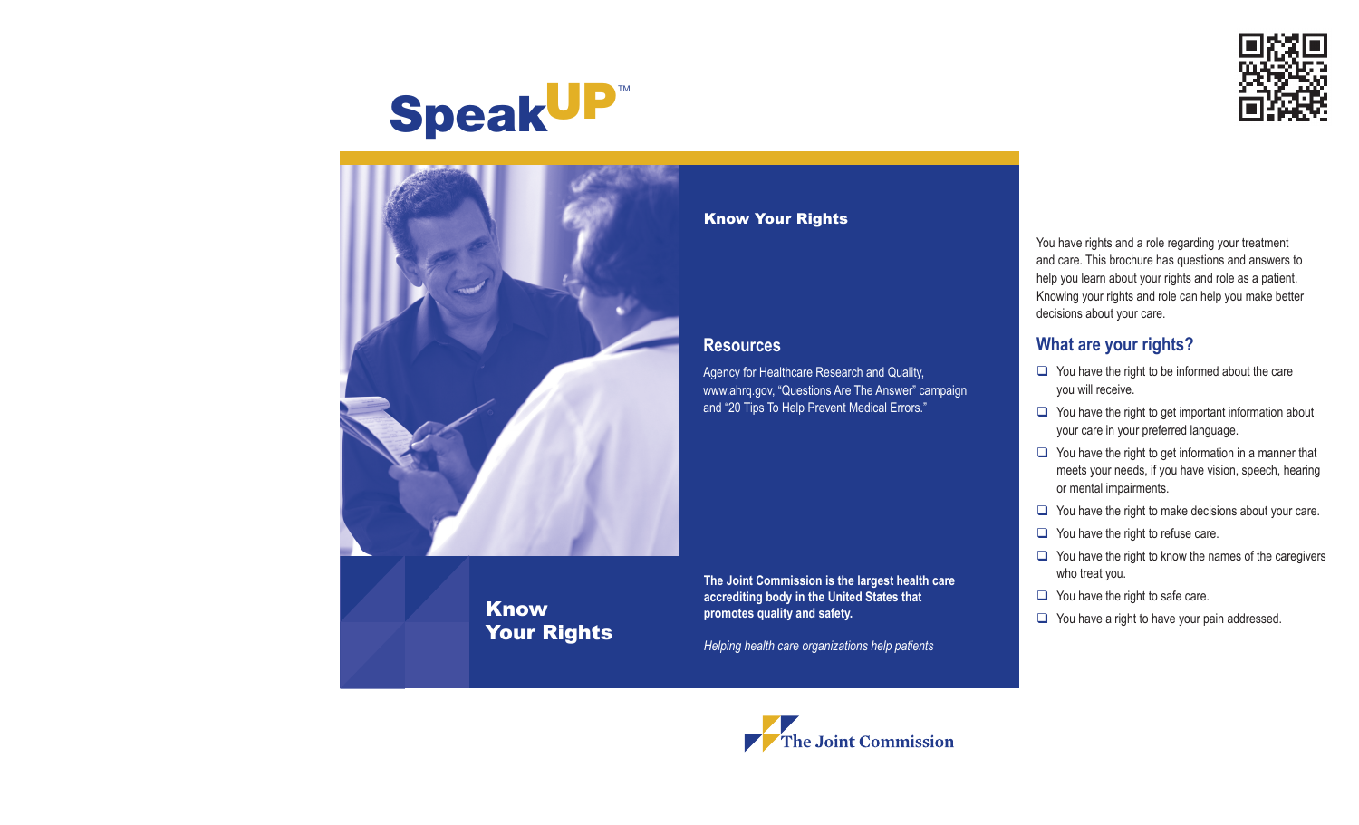# SpeakUP™

## Know Your Rights

### Resources

Agency for Healthcare Research and Quality, www.ahrq.gov, "Questions Are The Answer" campaign and "20 Tips To Help Prevent Medical Errors."

**The Joint Commission is the largest health care accrediting body in the United States that promotes quality and safety.**

*Helping health care organizations help patients*

The Joint Commission

# Know Your Rights

You have rights and a role regarding your treatment and care. This brochure has questions and answers to help you learn about your rights and role as a patient. Knowing your rights and role can help you make better decisions about your care.

## What are your rights?

- You have the right to be informed about the care you will receive.
- You have the right to get important information about your care in your preferred language.
- You have the right to get information in a manner that meets your needs, if you have vision, speech, hearing or mental impairments.
- You have the right to make decisions about your care.
- You have the right to refuse care.
- You have the right to know the names of the caregivers who treat you.
- You have the right to safe care.
- You have a right to have your pain addressed.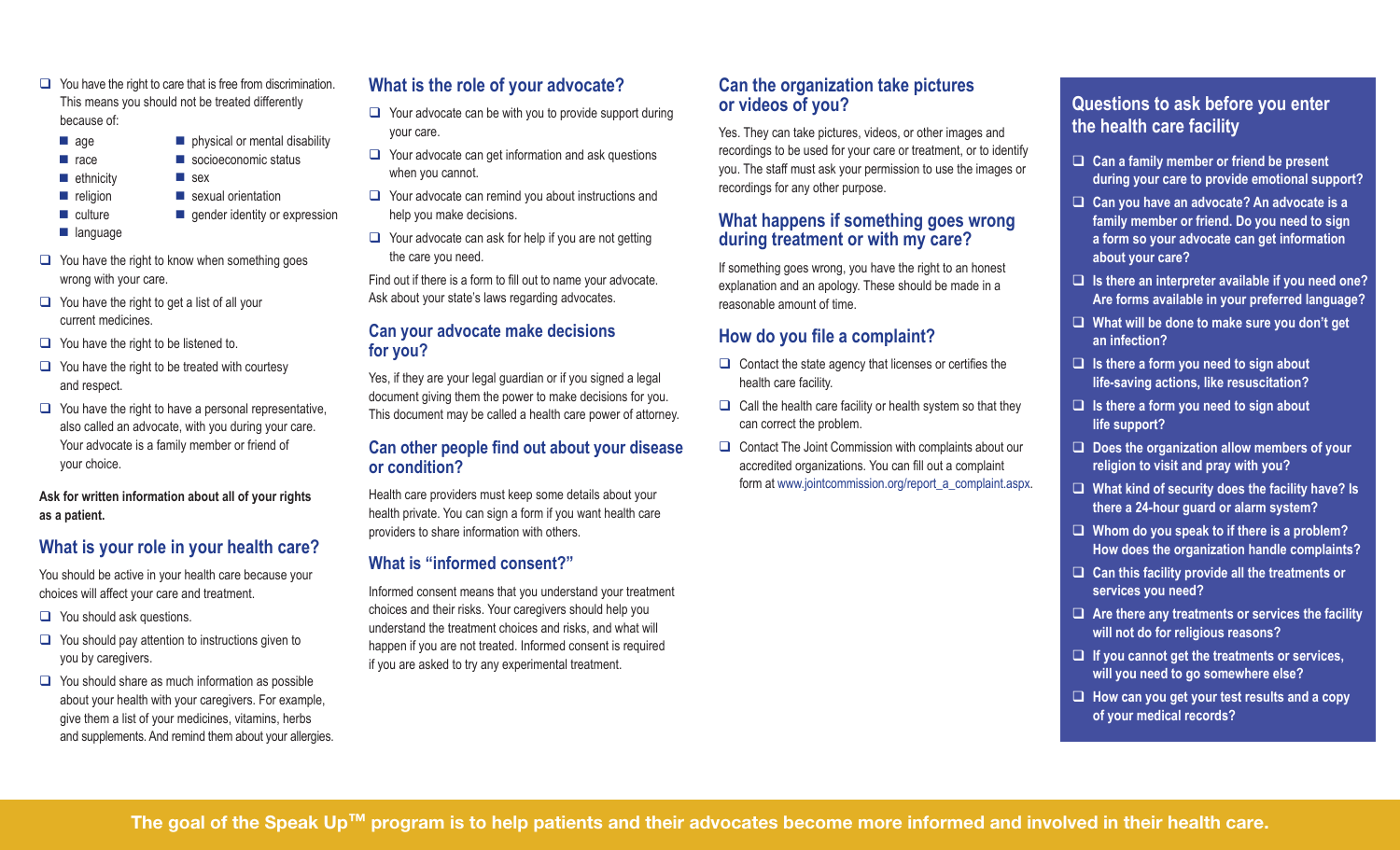- You have the right to care that is free from discrimination. This means you should not be treated differently because of:
  - age
  - race
  - ethnicity
  - religion
  - culture
  - language
  - physical or mental disability
  - socioeconomic status
  - sex
  - sexual orientation
  - gender identity or expression
- You have the right to know when something goes wrong with your care.
- You have the right to get a list of all your current medicines.
- You have the right to be listened to.
- You have the right to be treated with courtesy and respect.
- You have the right to have a personal representative, also called an advocate, with you during your care. Your advocate is a family member or friend of your choice.

**Ask for written information about all of your rights as a patient.**

## What is your role in your health care?

You should be active in your health care because your choices will affect your care and treatment.

- You should ask questions.
- You should pay attention to instructions given to you by caregivers.
- You should share as much information as possible about your health with your caregivers. For example, give them a list of your medicines, vitamins, herbs and supplements. And remind them about your allergies.

## What is the role of your advocate?

- Your advocate can be with you to provide support during your care.
- Your advocate can get information and ask questions when you cannot.
- Your advocate can remind you about instructions and help you make decisions.
- Your advocate can ask for help if you are not getting the care you need.

Find out if there is a form to fill out to name your advocate. Ask about your state's laws regarding advocates.

## Can your advocate make decisions for you?

Yes, if they are your legal guardian or if you signed a legal document giving them the power to make decisions for you. This document may be called a health care power of attorney.

## Can other people find out about your disease or condition?

Health care providers must keep some details about your health private. You can sign a form if you want health care providers to share information with others.

## What is "informed consent?"

Informed consent means that you understand your treatment choices and their risks. Your caregivers should help you understand the treatment choices and risks, and what will happen if you are not treated. Informed consent is required if you are asked to try any experimental treatment.

## Can the organization take pictures or videos of you?

Yes. They can take pictures, videos, or other images and recordings to be used for your care or treatment, or to identify you. The staff must ask your permission to use the images or recordings for any other purpose.

## What happens if something goes wrong during treatment or with my care?

If something goes wrong, you have the right to an honest explanation and an apology. These should be made in a reasonable amount of time.

## How do you file a complaint?

- Contact the state agency that licenses or certifies the health care facility.
- Call the health care facility or health system so that they can correct the problem.
- Contact The Joint Commission with complaints about our accredited organizations. You can fill out a complaint form at www.jointcommission.org/report_a_complaint.aspx.

## Questions to ask before you enter the health care facility

- **Can a family member or friend be present during your care to provide emotional support?**
- **Can you have an advocate? An advocate is a family member or friend. Do you need to sign a form so your advocate can get information about your care?**
- **Is there an interpreter available if you need one? Are forms available in your preferred language?**
- **What will be done to make sure you don't get an infection?**
- **Is there a form you need to sign about life-saving actions, like resuscitation?**
- **Is there a form you need to sign about life support?**
- **Does the organization allow members of your religion to visit and pray with you?**
- **What kind of security does the facility have? Is there a 24-hour guard or alarm system?**
- **Whom do you speak to if there is a problem? How does the organization handle complaints?**
- **Can this facility provide all the treatments or services you need?**
- **Are there any treatments or services the facility will not do for religious reasons?**
- **If you cannot get the treatments or services, will you need to go somewhere else?**
- **How can you get your test results and a copy of your medical records?**

**The goal of the Speak Up™ program is to help patients and their advocates become more informed and involved in their health care.**